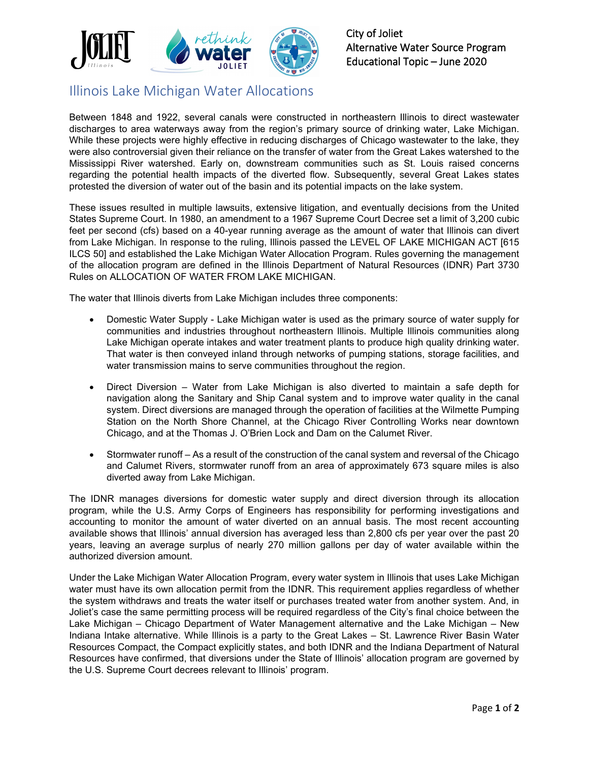City of Joliet
Alternative Water Source Program
Educational Topic – June 2020

# Illinois Lake Michigan Water Allocations

Between 1848 and 1922, several canals were constructed in northeastern Illinois to direct wastewater discharges to area waterways away from the region's primary source of drinking water, Lake Michigan. While these projects were highly effective in reducing discharges of Chicago wastewater to the lake, they were also controversial given their reliance on the transfer of water from the Great Lakes watershed to the Mississippi River watershed. Early on, downstream communities such as St. Louis raised concerns regarding the potential health impacts of the diverted flow. Subsequently, several Great Lakes states protested the diversion of water out of the basin and its potential impacts on the lake system.

These issues resulted in multiple lawsuits, extensive litigation, and eventually decisions from the United States Supreme Court. In 1980, an amendment to a 1967 Supreme Court Decree set a limit of 3,200 cubic feet per second (cfs) based on a 40-year running average as the amount of water that Illinois can divert from Lake Michigan. In response to the ruling, Illinois passed the LEVEL OF LAKE MICHIGAN ACT [615 ILCS 50] and established the Lake Michigan Water Allocation Program. Rules governing the management of the allocation program are defined in the Illinois Department of Natural Resources (IDNR) Part 3730 Rules on ALLOCATION OF WATER FROM LAKE MICHIGAN.

The water that Illinois diverts from Lake Michigan includes three components:

- Domestic Water Supply - Lake Michigan water is used as the primary source of water supply for communities and industries throughout northeastern Illinois. Multiple Illinois communities along Lake Michigan operate intakes and water treatment plants to produce high quality drinking water. That water is then conveyed inland through networks of pumping stations, storage facilities, and water transmission mains to serve communities throughout the region.
- Direct Diversion – Water from Lake Michigan is also diverted to maintain a safe depth for navigation along the Sanitary and Ship Canal system and to improve water quality in the canal system. Direct diversions are managed through the operation of facilities at the Wilmette Pumping Station on the North Shore Channel, at the Chicago River Controlling Works near downtown Chicago, and at the Thomas J. O'Brien Lock and Dam on the Calumet River.
- Stormwater runoff – As a result of the construction of the canal system and reversal of the Chicago and Calumet Rivers, stormwater runoff from an area of approximately 673 square miles is also diverted away from Lake Michigan.

The IDNR manages diversions for domestic water supply and direct diversion through its allocation program, while the U.S. Army Corps of Engineers has responsibility for performing investigations and accounting to monitor the amount of water diverted on an annual basis. The most recent accounting available shows that Illinois' annual diversion has averaged less than 2,800 cfs per year over the past 20 years, leaving an average surplus of nearly 270 million gallons per day of water available within the authorized diversion amount.

Under the Lake Michigan Water Allocation Program, every water system in Illinois that uses Lake Michigan water must have its own allocation permit from the IDNR. This requirement applies regardless of whether the system withdraws and treats the water itself or purchases treated water from another system. And, in Joliet's case the same permitting process will be required regardless of the City's final choice between the Lake Michigan – Chicago Department of Water Management alternative and the Lake Michigan – New Indiana Intake alternative. While Illinois is a party to the Great Lakes – St. Lawrence River Basin Water Resources Compact, the Compact explicitly states, and both IDNR and the Indiana Department of Natural Resources have confirmed, that diversions under the State of Illinois' allocation program are governed by the U.S. Supreme Court decrees relevant to Illinois' program.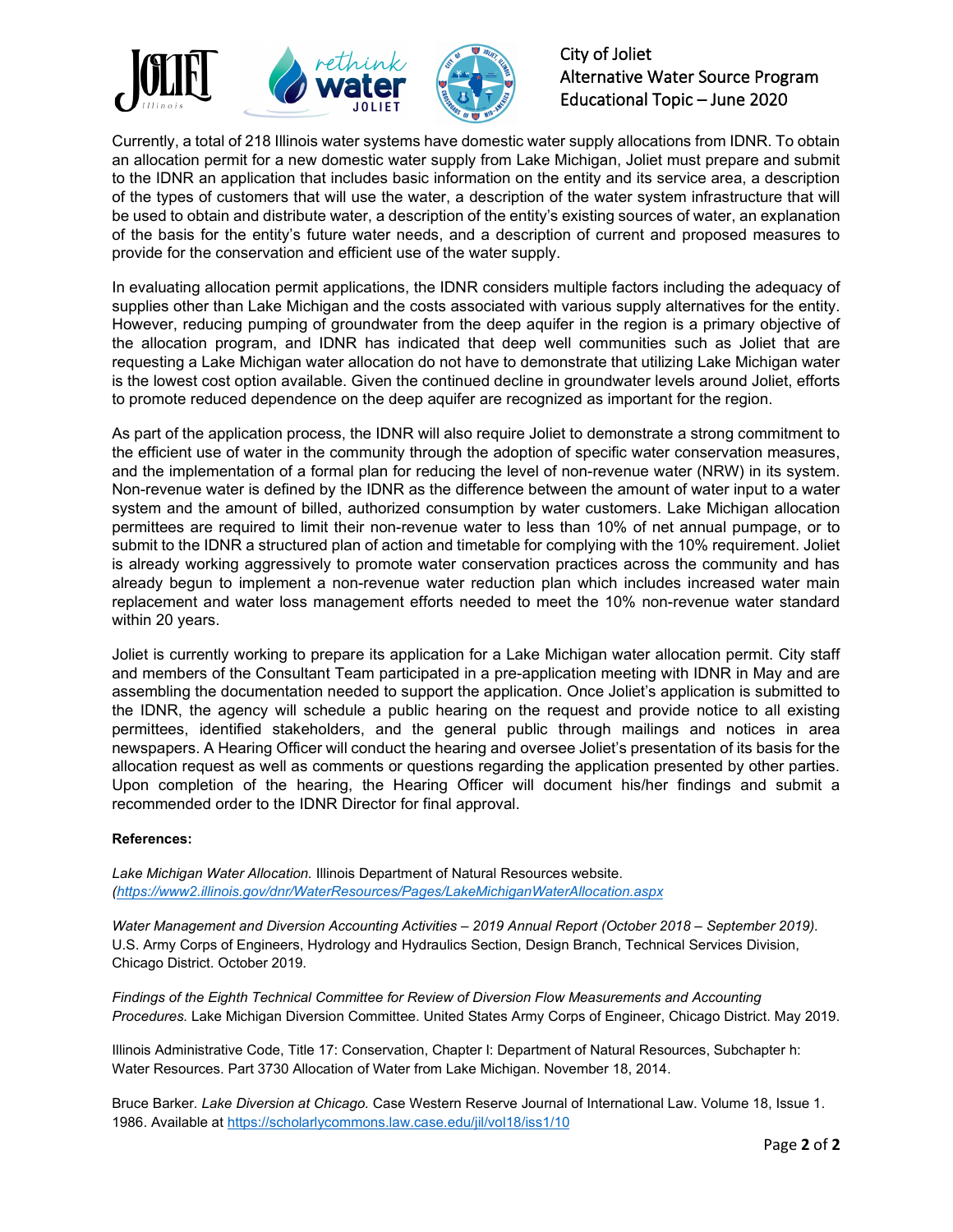Currently, a total of 218 Illinois water systems have domestic water supply allocations from IDNR. To obtain an allocation permit for a new domestic water supply from Lake Michigan, Joliet must prepare and submit to the IDNR an application that includes basic information on the entity and its service area, a description of the types of customers that will use the water, a description of the water system infrastructure that will be used to obtain and distribute water, a description of the entity's existing sources of water, an explanation of the basis for the entity's future water needs, and a description of current and proposed measures to provide for the conservation and efficient use of the water supply.

In evaluating allocation permit applications, the IDNR considers multiple factors including the adequacy of supplies other than Lake Michigan and the costs associated with various supply alternatives for the entity. However, reducing pumping of groundwater from the deep aquifer in the region is a primary objective of the allocation program, and IDNR has indicated that deep well communities such as Joliet that are requesting a Lake Michigan water allocation do not have to demonstrate that utilizing Lake Michigan water is the lowest cost option available. Given the continued decline in groundwater levels around Joliet, efforts to promote reduced dependence on the deep aquifer are recognized as important for the region.

As part of the application process, the IDNR will also require Joliet to demonstrate a strong commitment to the efficient use of water in the community through the adoption of specific water conservation measures, and the implementation of a formal plan for reducing the level of non-revenue water (NRW) in its system. Non-revenue water is defined by the IDNR as the difference between the amount of water input to a water system and the amount of billed, authorized consumption by water customers. Lake Michigan allocation permittees are required to limit their non-revenue water to less than 10% of net annual pumpage, or to submit to the IDNR a structured plan of action and timetable for complying with the 10% requirement. Joliet is already working aggressively to promote water conservation practices across the community and has already begun to implement a non-revenue water reduction plan which includes increased water main replacement and water loss management efforts needed to meet the 10% non-revenue water standard within 20 years.

Joliet is currently working to prepare its application for a Lake Michigan water allocation permit. City staff and members of the Consultant Team participated in a pre-application meeting with IDNR in May and are assembling the documentation needed to support the application. Once Joliet's application is submitted to the IDNR, the agency will schedule a public hearing on the request and provide notice to all existing permittees, identified stakeholders, and the general public through mailings and notices in area newspapers. A Hearing Officer will conduct the hearing and oversee Joliet's presentation of its basis for the allocation request as well as comments or questions regarding the application presented by other parties. Upon completion of the hearing, the Hearing Officer will document his/her findings and submit a recommended order to the IDNR Director for final approval.

**References:**

*Lake Michigan Water Allocation.* Illinois Department of Natural Resources website. (https://www2.illinois.gov/dnr/WaterResources/Pages/LakeMichiganWaterAllocation.aspx

*Water Management and Diversion Accounting Activities – 2019 Annual Report (October 2018 – September 2019).* U.S. Army Corps of Engineers, Hydrology and Hydraulics Section, Design Branch, Technical Services Division, Chicago District. October 2019.

*Findings of the Eighth Technical Committee for Review of Diversion Flow Measurements and Accounting Procedures.* Lake Michigan Diversion Committee. United States Army Corps of Engineer, Chicago District. May 2019.

Illinois Administrative Code, Title 17: Conservation, Chapter I: Department of Natural Resources, Subchapter h: Water Resources. Part 3730 Allocation of Water from Lake Michigan. November 18, 2014.

Bruce Barker. *Lake Diversion at Chicago.* Case Western Reserve Journal of International Law. Volume 18, Issue 1. 1986. Available at https://scholarlycommons.law.case.edu/jil/vol18/iss1/10